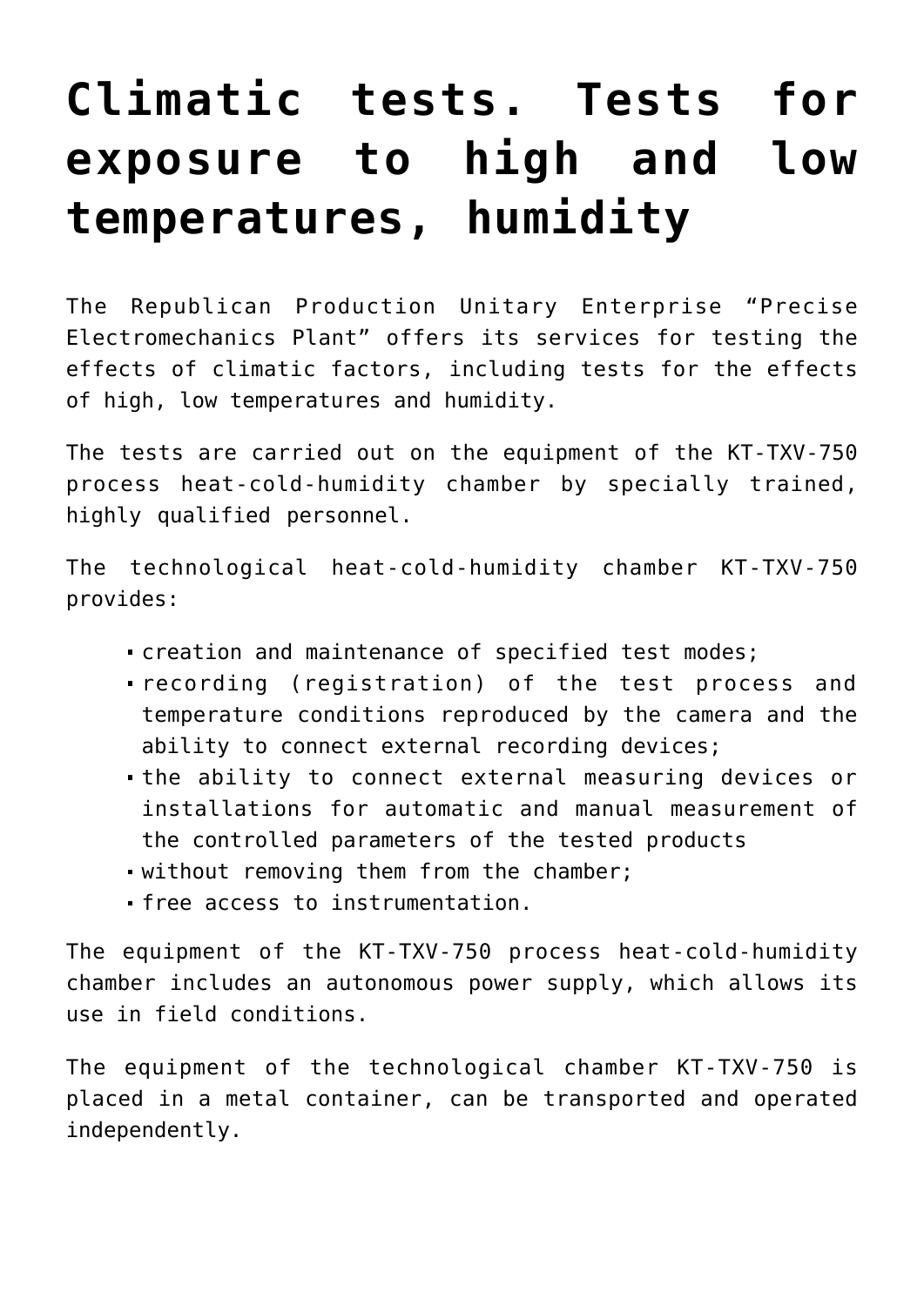# Climatic tests. Tests for exposure to high and low temperatures, humidity

The Republican Production Unitary Enterprise "Precise Electromechanics Plant" offers its services for testing the effects of climatic factors, including tests for the effects of high, low temperatures and humidity.

The tests are carried out on the equipment of the KT-TXV-750 process heat-cold-humidity chamber by specially trained, highly qualified personnel.

The technological heat-cold-humidity chamber KT-TXV-750 provides:

- creation and maintenance of specified test modes;
- recording (registration) of the test process and temperature conditions reproduced by the camera and the ability to connect external recording devices;
- the ability to connect external measuring devices or installations for automatic and manual measurement of the controlled parameters of the tested products
- without removing them from the chamber;
- free access to instrumentation.

The equipment of the KT-TXV-750 process heat-cold-humidity chamber includes an autonomous power supply, which allows its use in field conditions.

The equipment of the technological chamber KT-TXV-750 is placed in a metal container, can be transported and operated independently.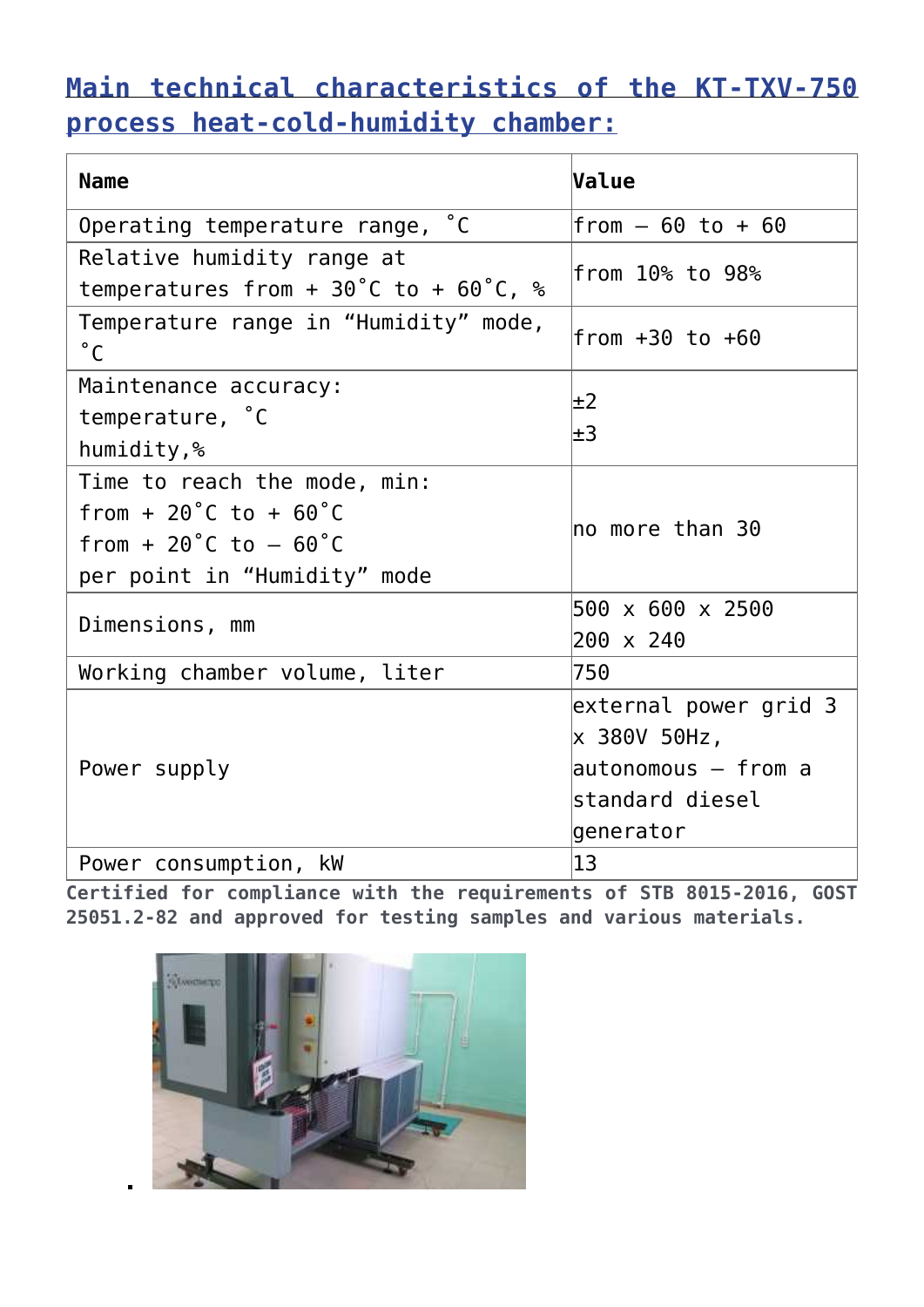## Main technical characteristics of the KT-TXV-750 process heat-cold-humidity chamber:

| Name | Value |
|---|---|
| Operating temperature range, ˚C | from – 60 to + 60 |
| Relative humidity range at temperatures from + 30˚C to + 60˚C, % | from 10% to 98% |
| Temperature range in "Humidity" mode, ˚C | from +30 to +60 |
| Maintenance accuracy:<br>temperature, ˚C<br>humidity,% | ±2<br>±3 |
| Time to reach the mode, min:<br>from + 20˚C to + 60˚C<br>from + 20˚C to – 60˚C<br>per point in "Humidity" mode | no more than 30 |
| Dimensions, mm | 500 x 600 x 2500<br>200 x 240 |
| Working chamber volume, liter | 750 |
| Power supply | external power grid 3 x 380V 50Hz,<br>autonomous – from a standard diesel generator |
| Power consumption, kW | 13 |

**Certified for compliance with the requirements of STB 8015-2016, GOST 25051.2-82 and approved for testing samples and various materials.**